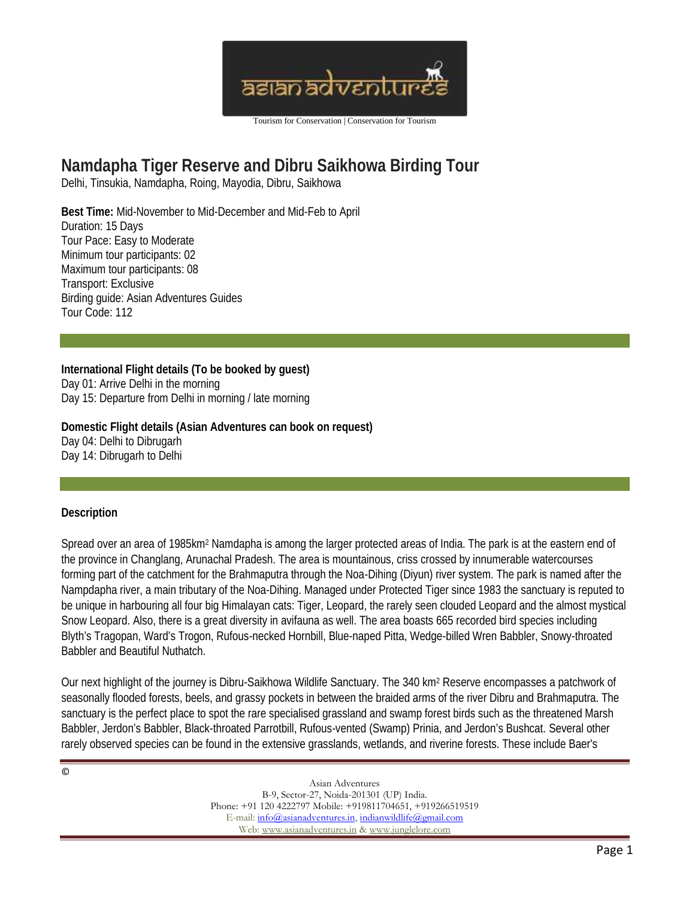Tourism for Conservation | Conservation for Tourism

# Namdapha Tiger Reserve and Dibru Saikhowa Birding Tour

Delhi, Tinsukia, Namdapha, Roing, Mayodia, Dibru, Saikhowa

**Best Time:** Mid-November to Mid-December and Mid-Feb to April
Duration: 15 Days
Tour Pace: Easy to Moderate
Minimum tour participants: 02
Maximum tour participants: 08
Transport: Exclusive
Birding guide: Asian Adventures Guides
Tour Code: 112

**International Flight details (To be booked by guest)**
Day 01: Arrive Delhi in the morning
Day 15: Departure from Delhi in morning / late morning

**Domestic Flight details (Asian Adventures can book on request)**
Day 04: Delhi to Dibrugarh
Day 14: Dibrugarh to Delhi

## Description

Spread over an area of 1985km² Namdapha is among the larger protected areas of India. The park is at the eastern end of the province in Changlang, Arunachal Pradesh. The area is mountainous, criss crossed by innumerable watercourses forming part of the catchment for the Brahmaputra through the Noa-Dihing (Diyun) river system. The park is named after the Nampdapha river, a main tributary of the Noa-Dihing. Managed under Protected Tiger since 1983 the sanctuary is reputed to be unique in harbouring all four big Himalayan cats: Tiger, Leopard, the rarely seen clouded Leopard and the almost mystical Snow Leopard. Also, there is a great diversity in avifauna as well. The area boasts 665 recorded bird species including Blyth's Tragopan, Ward's Trogon, Rufous-necked Hornbill, Blue-naped Pitta, Wedge-billed Wren Babbler, Snowy-throated Babbler and Beautiful Nuthatch.

Our next highlight of the journey is Dibru-Saikhowa Wildlife Sanctuary. The 340 km² Reserve encompasses a patchwork of seasonally flooded forests, beels, and grassy pockets in between the braided arms of the river Dibru and Brahmaputra. The sanctuary is the perfect place to spot the rare specialised grassland and swamp forest birds such as the threatened Marsh Babbler, Jerdon's Babbler, Black-throated Parrotbill, Rufous-vented (Swamp) Prinia, and Jerdon's Bushcat. Several other rarely observed species can be found in the extensive grasslands, wetlands, and riverine forests. These include Baer's

©

Asian Adventures
B-9, Sector-27, Noida-201301 (UP) India.
Phone: +91 120 4222797 Mobile: +919811704651, +919266519519
E-mail: info@asianadventures.in, indianwildlife@gmail.com
Web: www.asianadventures.in & www.junglelore.com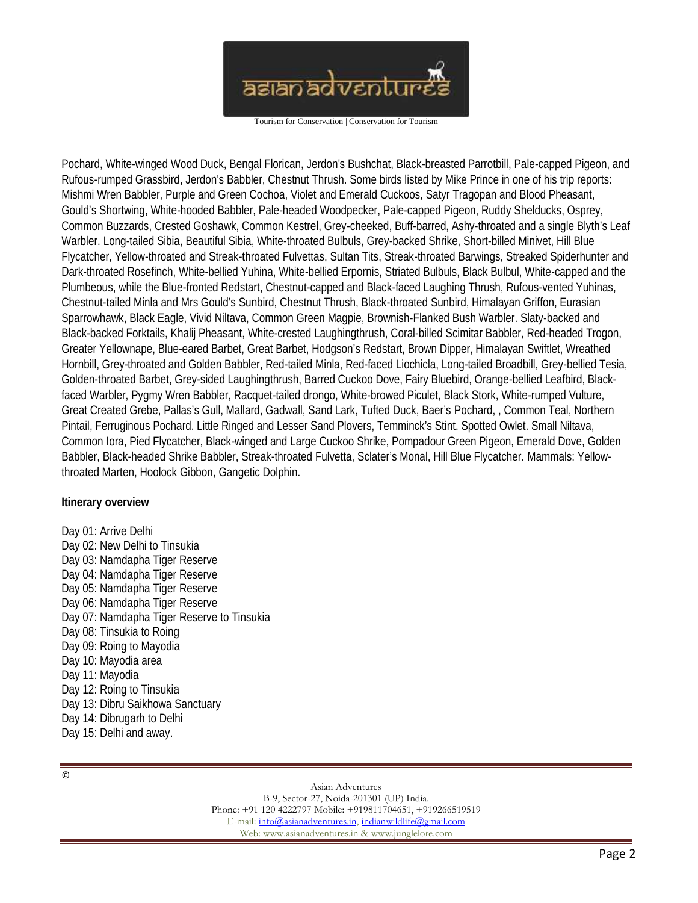Pochard, White-winged Wood Duck, Bengal Florican, Jerdon's Bushchat, Black-breasted Parrotbill, Pale-capped Pigeon, and Rufous-rumped Grassbird, Jerdon's Babbler, Chestnut Thrush. Some birds listed by Mike Prince in one of his trip reports: Mishmi Wren Babbler, Purple and Green Cochoa, Violet and Emerald Cuckoos, Satyr Tragopan and Blood Pheasant, Gould's Shortwing, White-hooded Babbler, Pale-headed Woodpecker, Pale-capped Pigeon, Ruddy Shelducks, Osprey, Common Buzzards, Crested Goshawk, Common Kestrel, Grey-cheeked, Buff-barred, Ashy-throated and a single Blyth's Leaf Warbler. Long-tailed Sibia, Beautiful Sibia, White-throated Bulbuls, Grey-backed Shrike, Short-billed Minivet, Hill Blue Flycatcher, Yellow-throated and Streak-throated Fulvettas, Sultan Tits, Streak-throated Barwings, Streaked Spiderhunter and Dark-throated Rosefinch, White-bellied Yuhina, White-bellied Erpornis, Striated Bulbuls, Black Bulbul, White-capped and the Plumbeous, while the Blue-fronted Redstart, Chestnut-capped and Black-faced Laughing Thrush, Rufous-vented Yuhinas, Chestnut-tailed Minla and Mrs Gould's Sunbird, Chestnut Thrush, Black-throated Sunbird, Himalayan Griffon, Eurasian Sparrowhawk, Black Eagle, Vivid Niltava, Common Green Magpie, Brownish-Flanked Bush Warbler. Slaty-backed and Black-backed Forktails, Khalij Pheasant, White-crested Laughingthrush, Coral-billed Scimitar Babbler, Red-headed Trogon, Greater Yellownape, Blue-eared Barbet, Great Barbet, Hodgson's Redstart, Brown Dipper, Himalayan Swiftlet, Wreathed Hornbill, Grey-throated and Golden Babbler, Red-tailed Minla, Red-faced Liochicla, Long-tailed Broadbill, Grey-bellied Tesia, Golden-throated Barbet, Grey-sided Laughingthrush, Barred Cuckoo Dove, Fairy Bluebird, Orange-bellied Leafbird, Black-faced Warbler, Pygmy Wren Babbler, Racquet-tailed drongo, White-browed Piculet, Black Stork, White-rumped Vulture, Great Created Grebe, Pallas's Gull, Mallard, Gadwall, Sand Lark, Tufted Duck, Baer's Pochard, , Common Teal, Northern Pintail, Ferruginous Pochard. Little Ringed and Lesser Sand Plovers, Temminck's Stint. Spotted Owlet. Small Niltava, Common Iora, Pied Flycatcher, Black-winged and Large Cuckoo Shrike, Pompadour Green Pigeon, Emerald Dove, Golden Babbler, Black-headed Shrike Babbler, Streak-throated Fulvetta, Sclater's Monal, Hill Blue Flycatcher. Mammals: Yellow-throated Marten, Hoolock Gibbon, Gangetic Dolphin.

**Itinerary overview**

Day 01: Arrive Delhi
Day 02: New Delhi to Tinsukia
Day 03: Namdapha Tiger Reserve
Day 04: Namdapha Tiger Reserve
Day 05: Namdapha Tiger Reserve
Day 06: Namdapha Tiger Reserve
Day 07: Namdapha Tiger Reserve to Tinsukia
Day 08: Tinsukia to Roing
Day 09: Roing to Mayodia
Day 10: Mayodia area
Day 11: Mayodia
Day 12: Roing to Tinsukia
Day 13: Dibru Saikhowa Sanctuary
Day 14: Dibrugarh to Delhi
Day 15: Delhi and away.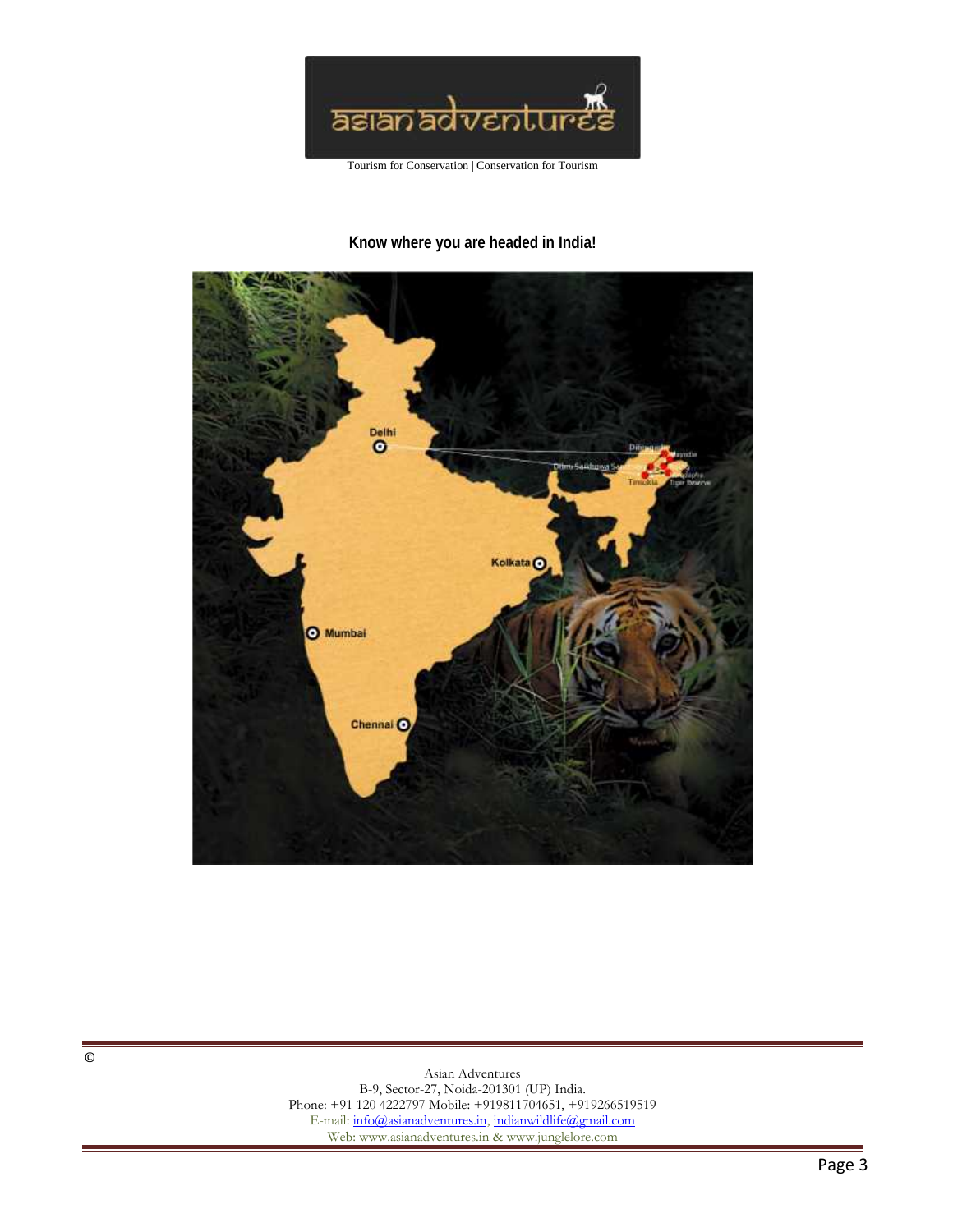Tourism for Conservation | Conservation for Tourism

**Know where you are headed in India!**

©

Asian Adventures
B-9, Sector-27, Noida-201301 (UP) India.
Phone: +91 120 4222797 Mobile: +919811704651, +919266519519
E-mail: info@asianadventures.in, indianwildlife@gmail.com
Web: www.asianadventures.in & www.junglelore.com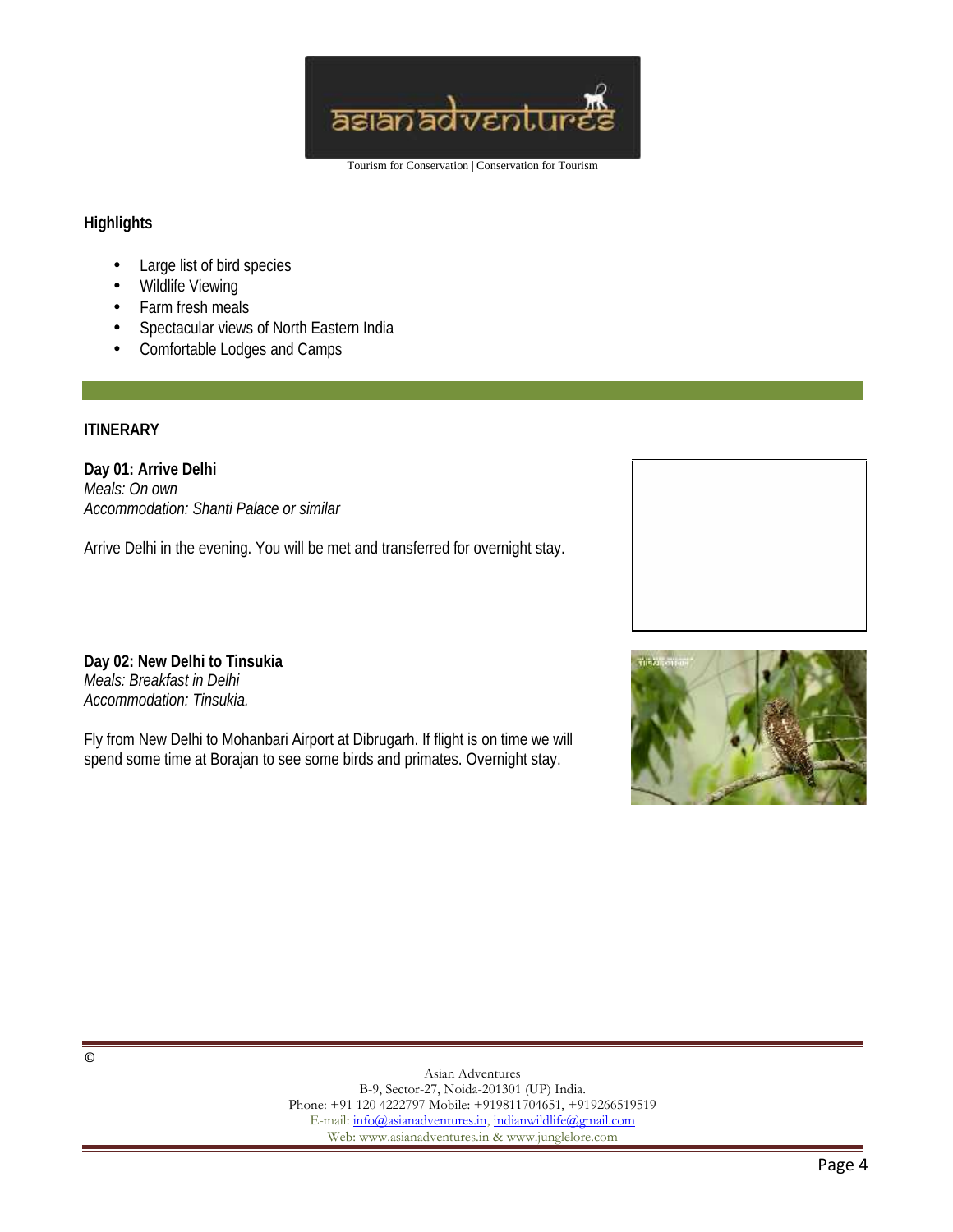## Highlights

- Large list of bird species
- Wildlife Viewing
- Farm fresh meals
- Spectacular views of North Eastern India
- Comfortable Lodges and Camps

## ITINERARY

**Day 01: Arrive Delhi**
*Meals: On own*
*Accommodation: Shanti Palace or similar*

Arrive Delhi in the evening. You will be met and transferred for overnight stay.

**Day 02: New Delhi to Tinsukia**
*Meals: Breakfast in Delhi*
*Accommodation: Tinsukia.*

Fly from New Delhi to Mohanbari Airport at Dibrugarh. If flight is on time we will spend some time at Borajan to see some birds and primates. Overnight stay.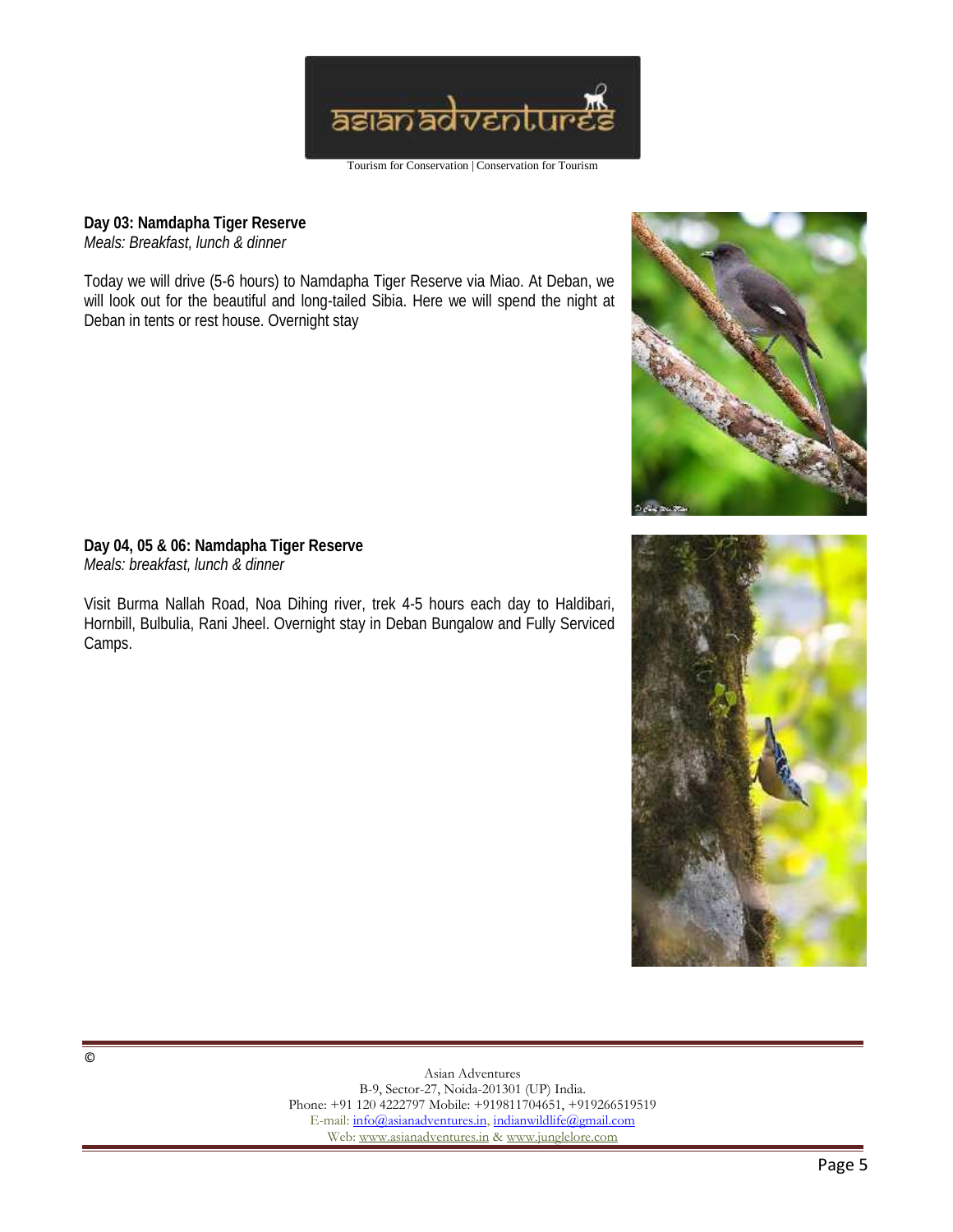**Day 03: Namdapha Tiger Reserve**
*Meals: Breakfast, lunch & dinner*

Today we will drive (5-6 hours) to Namdapha Tiger Reserve via Miao. At Deban, we will look out for the beautiful and long-tailed Sibia. Here we will spend the night at Deban in tents or rest house. Overnight stay

**Day 04, 05 & 06: Namdapha Tiger Reserve**
*Meals: breakfast, lunch & dinner*

Visit Burma Nallah Road, Noa Dihing river, trek 4-5 hours each day to Haldibari, Hornbill, Bulbulia, Rani Jheel. Overnight stay in Deban Bungalow and Fully Serviced Camps.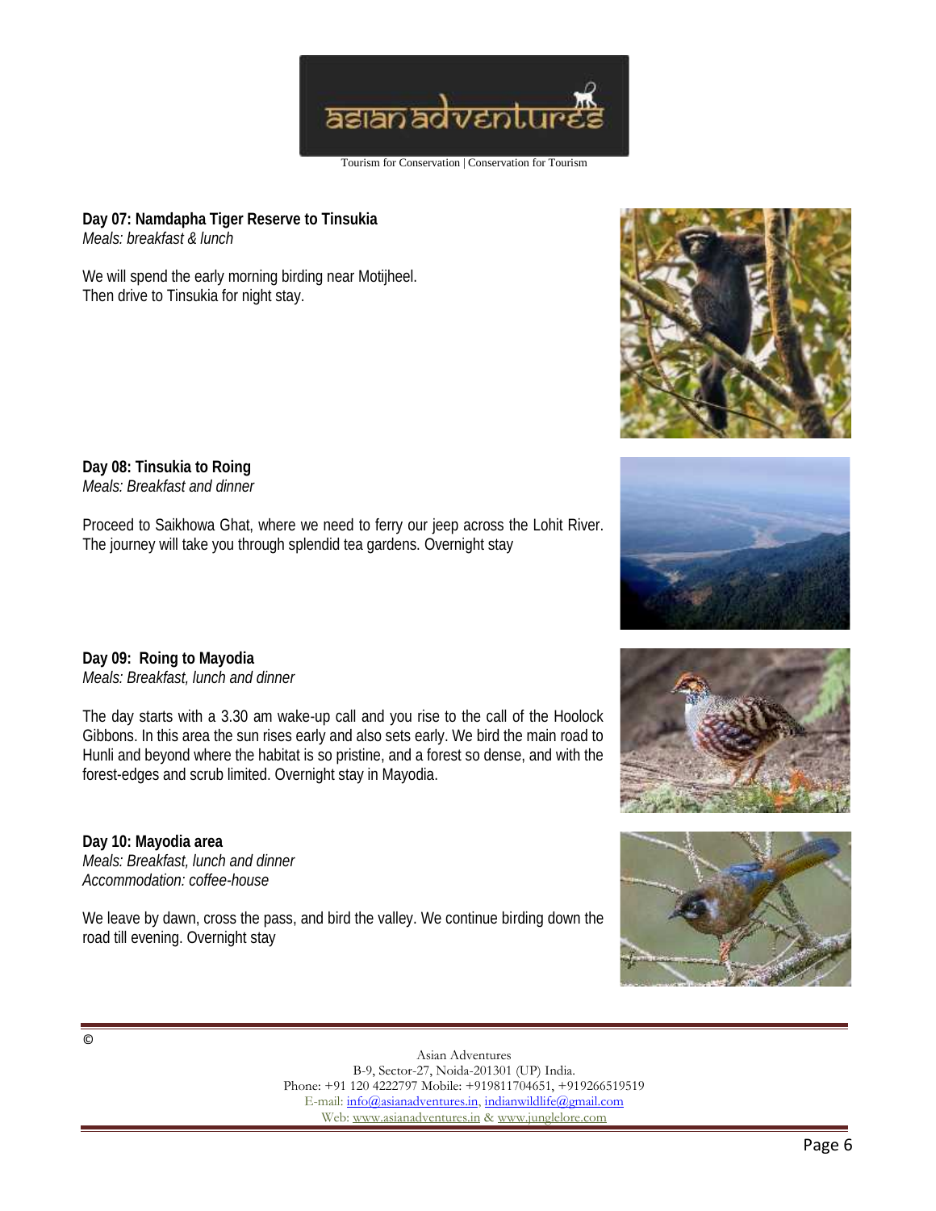**Day 07: Namdapha Tiger Reserve to Tinsukia**
*Meals: breakfast & lunch*

We will spend the early morning birding near Motijheel.
Then drive to Tinsukia for night stay.

**Day 08: Tinsukia to Roing**
*Meals: Breakfast and dinner*

Proceed to Saikhowa Ghat, where we need to ferry our jeep across the Lohit River. The journey will take you through splendid tea gardens. Overnight stay

**Day 09: Roing to Mayodia**
*Meals: Breakfast, lunch and dinner*

The day starts with a 3.30 am wake-up call and you rise to the call of the Hoolock Gibbons. In this area the sun rises early and also sets early. We bird the main road to Hunli and beyond where the habitat is so pristine, and a forest so dense, and with the forest-edges and scrub limited. Overnight stay in Mayodia.

**Day 10: Mayodia area**
*Meals: Breakfast, lunch and dinner*
*Accommodation: coffee-house*

We leave by dawn, cross the pass, and bird the valley. We continue birding down the road till evening. Overnight stay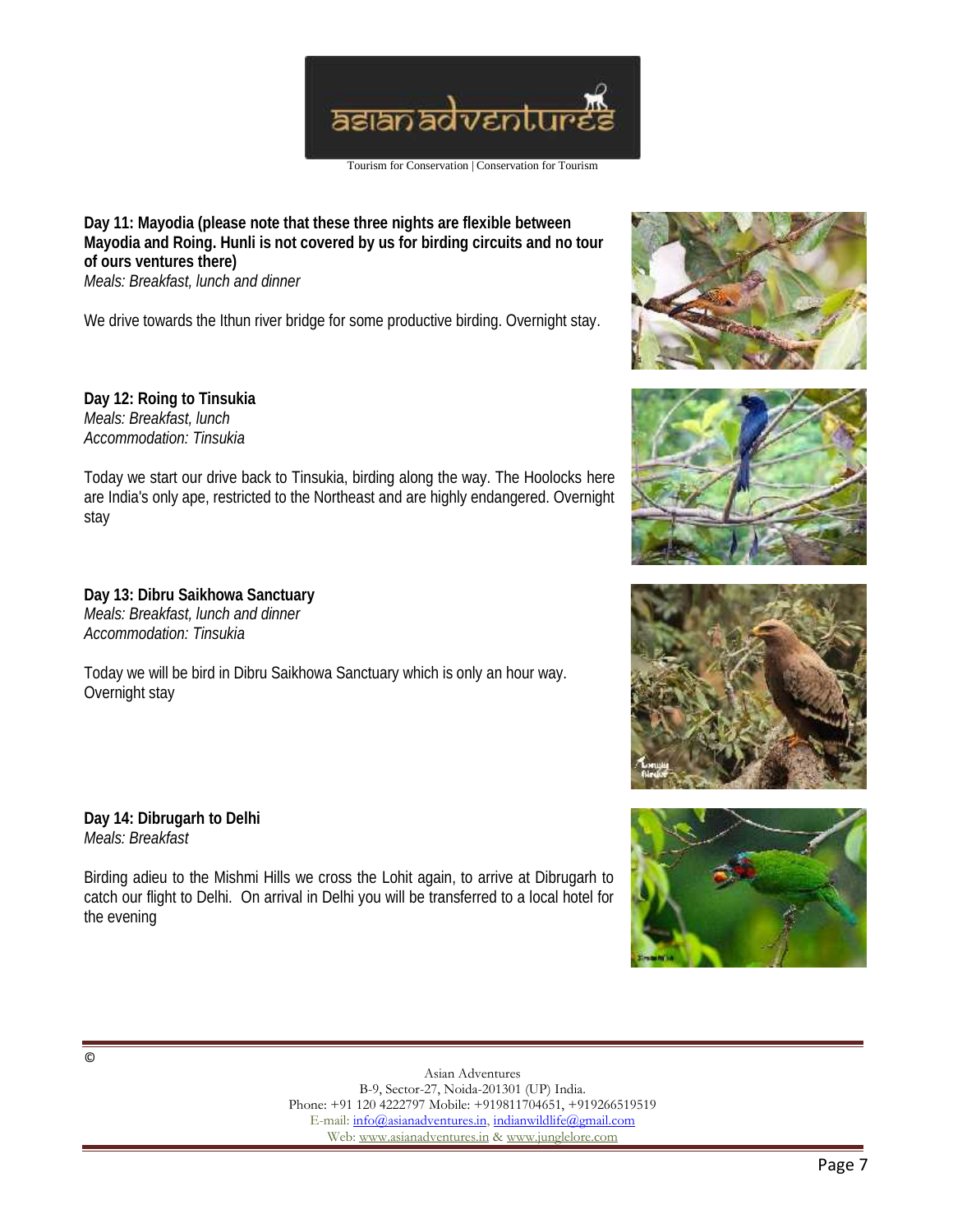**Day 11: Mayodia (please note that these three nights are flexible between Mayodia and Roing. Hunli is not covered by us for birding circuits and no tour of ours ventures there)**
*Meals: Breakfast, lunch and dinner*

We drive towards the Ithun river bridge for some productive birding. Overnight stay.

**Day 12: Roing to Tinsukia**
*Meals: Breakfast, lunch*
*Accommodation: Tinsukia*

Today we start our drive back to Tinsukia, birding along the way. The Hoolocks here are India's only ape, restricted to the Northeast and are highly endangered. Overnight stay

**Day 13: Dibru Saikhowa Sanctuary**
*Meals: Breakfast, lunch and dinner*
*Accommodation: Tinsukia*

Today we will be bird in Dibru Saikhowa Sanctuary which is only an hour way. Overnight stay

**Day 14: Dibrugarh to Delhi**
*Meals: Breakfast*

Birding adieu to the Mishmi Hills we cross the Lohit again, to arrive at Dibrugarh to catch our flight to Delhi. On arrival in Delhi you will be transferred to a local hotel for the evening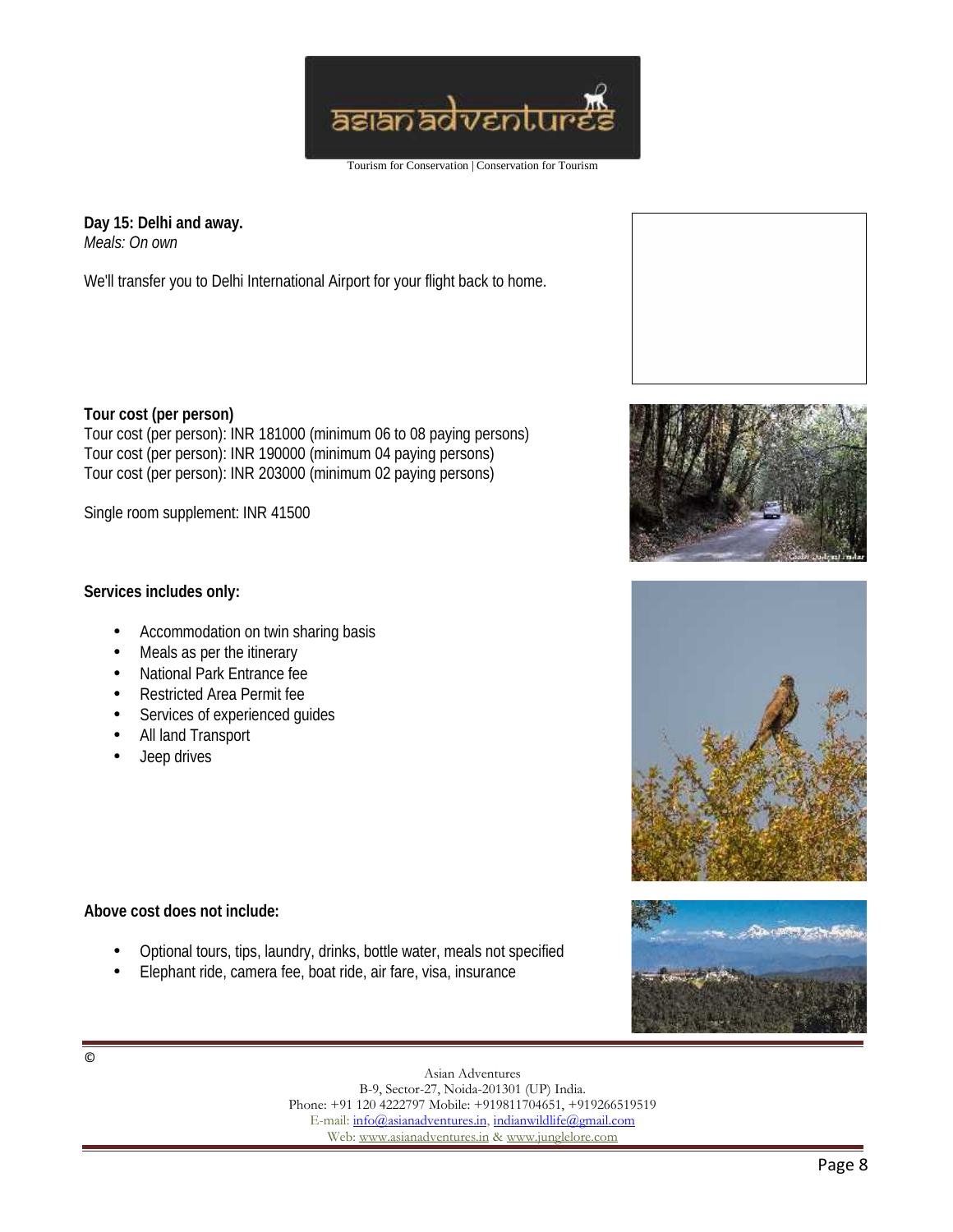**Day 15: Delhi and away.**

*Meals: On own*

We'll transfer you to Delhi International Airport for your flight back to home.

**Tour cost (per person)**

Tour cost (per person): INR 181000 (minimum 06 to 08 paying persons)
Tour cost (per person): INR 190000 (minimum 04 paying persons)
Tour cost (per person): INR 203000 (minimum 02 paying persons)

Single room supplement: INR 41500

**Services includes only:**

- Accommodation on twin sharing basis
- Meals as per the itinerary
- National Park Entrance fee
- Restricted Area Permit fee
- Services of experienced guides
- All land Transport
- Jeep drives

**Above cost does not include:**

- Optional tours, tips, laundry, drinks, bottle water, meals not specified
- Elephant ride, camera fee, boat ride, air fare, visa, insurance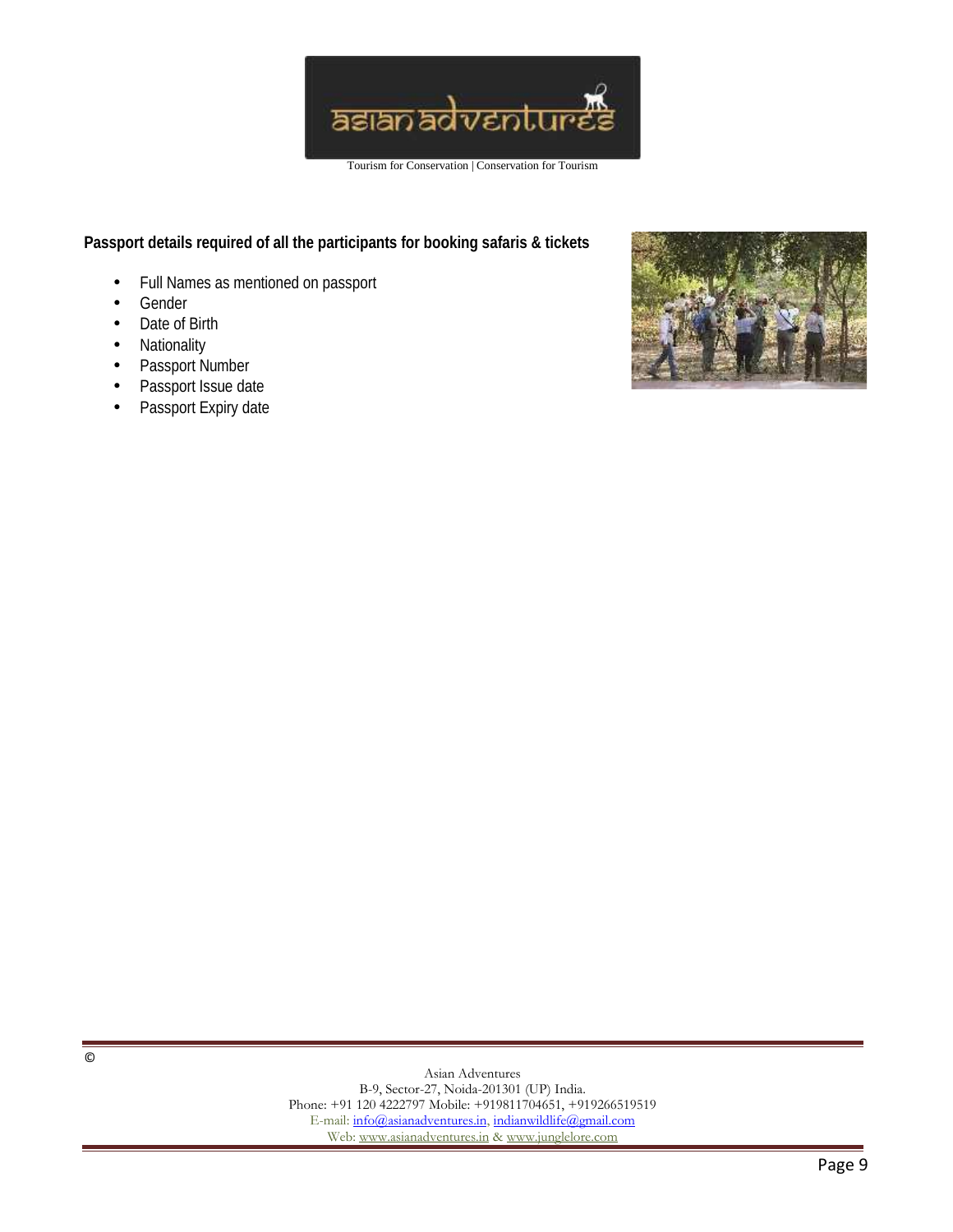**Passport details required of all the participants for booking safaris & tickets**

- Full Names as mentioned on passport
- Gender
- Date of Birth
- Nationality
- Passport Number
- Passport Issue date
- Passport Expiry date